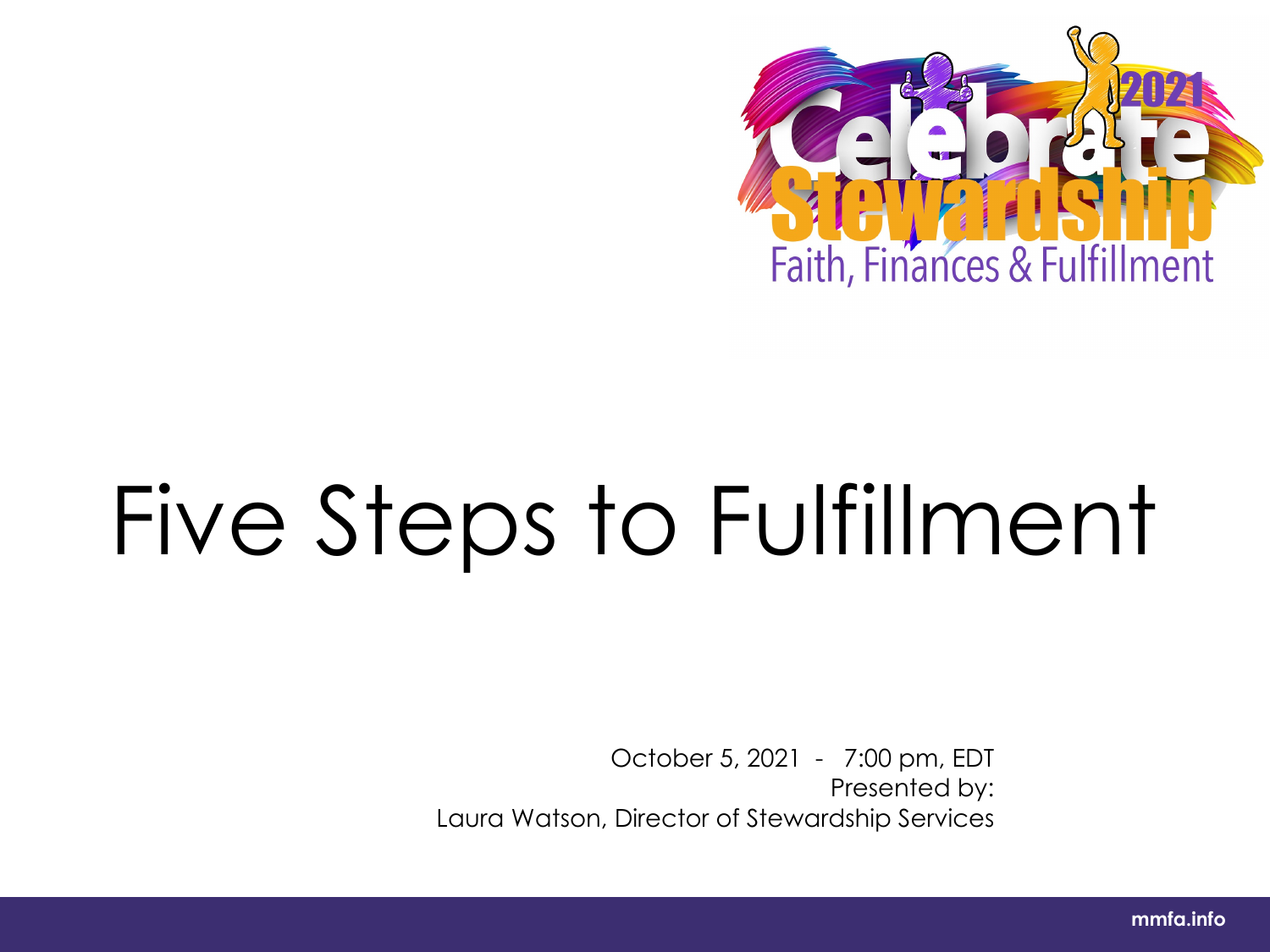Celebrate Stewardship 2021

Faith, Finances & Fulfillment

# Five Steps to Fulfillment

October 5, 2021 - 7:00 pm, EDT

Presented by:

Laura Watson, Director of Stewardship Services

mmfa.info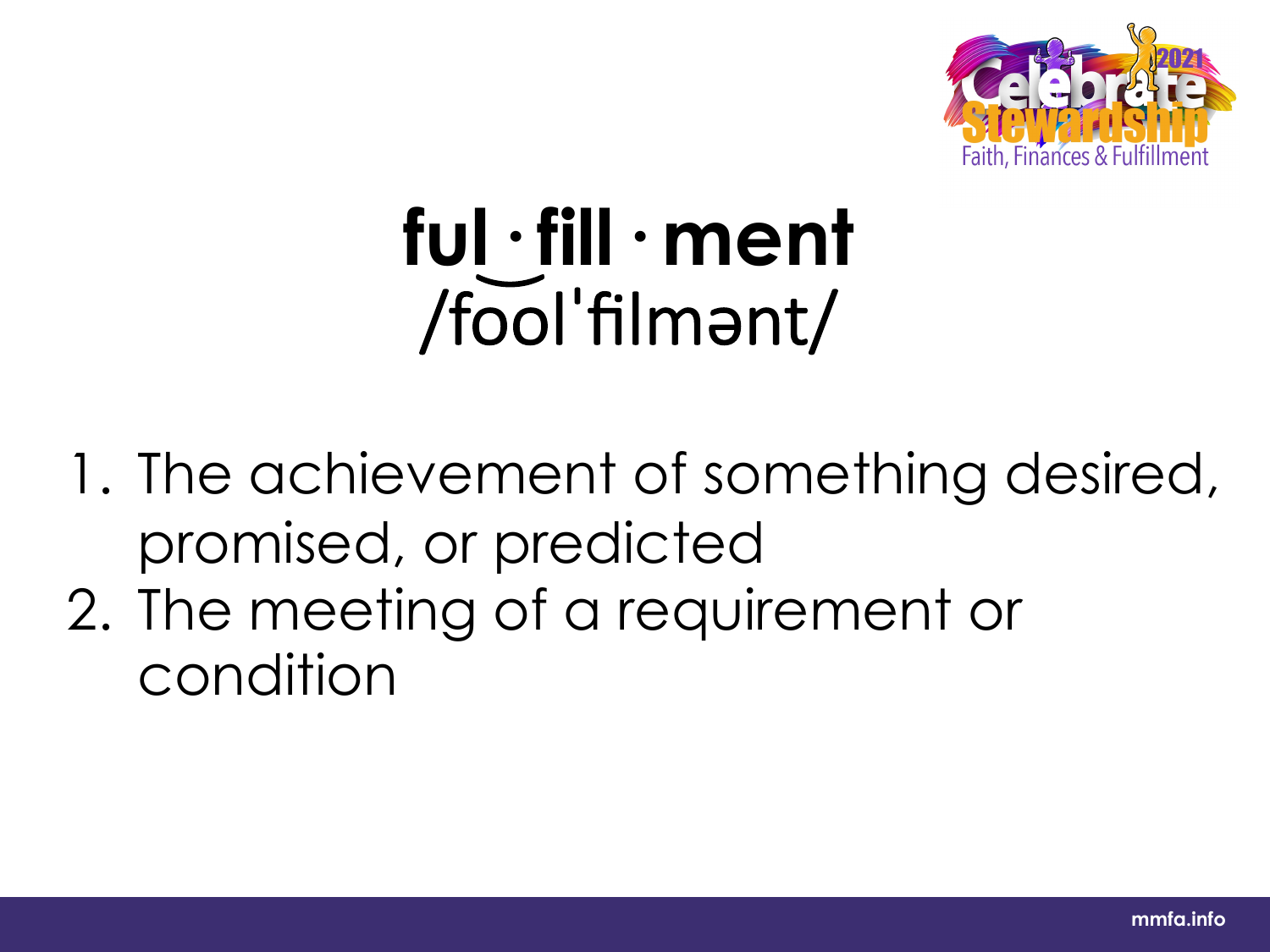# ful·fill·ment

/fo͝olˈfilmənt/

1. The achievement of something desired, promised, or predicted
2. The meeting of a requirement or condition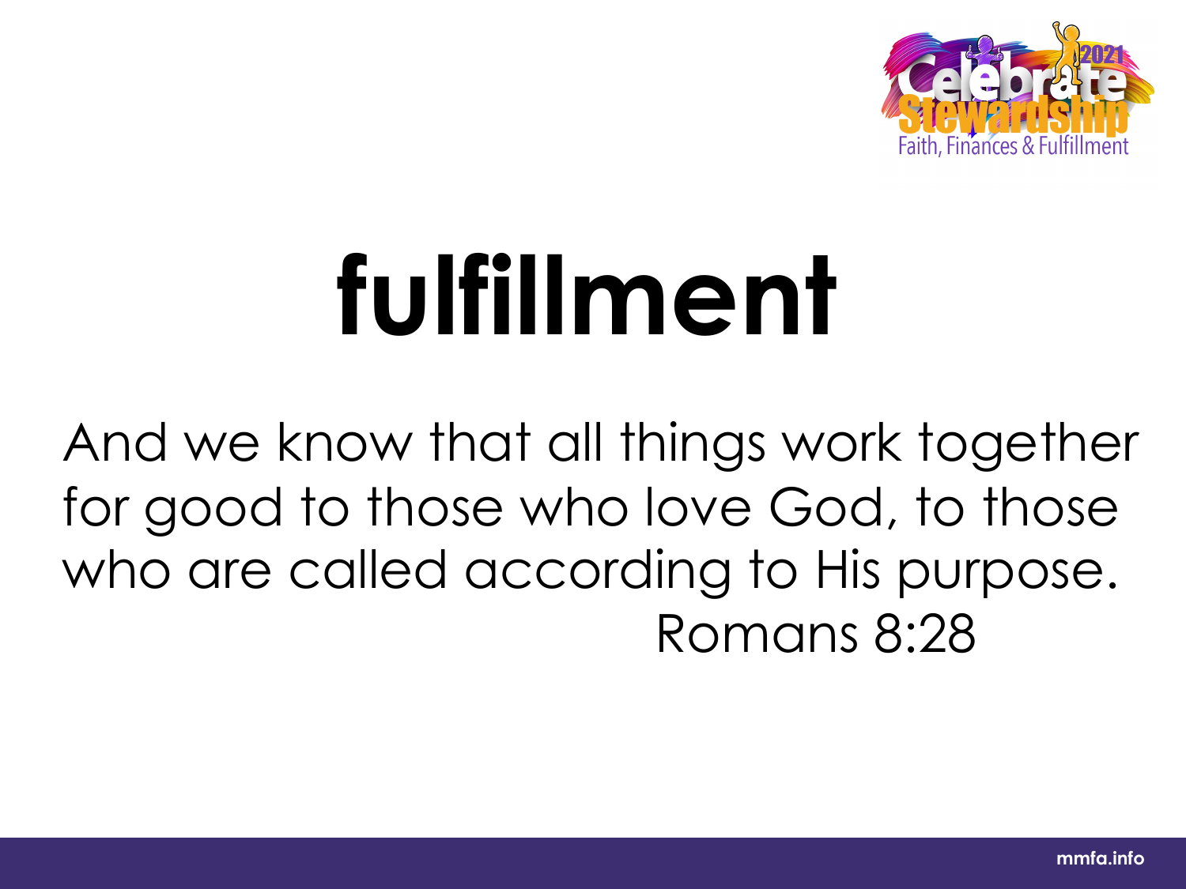# fulfillment

And we know that all things work together for good to those who love God, to those who are called according to His purpose.
Romans 8:28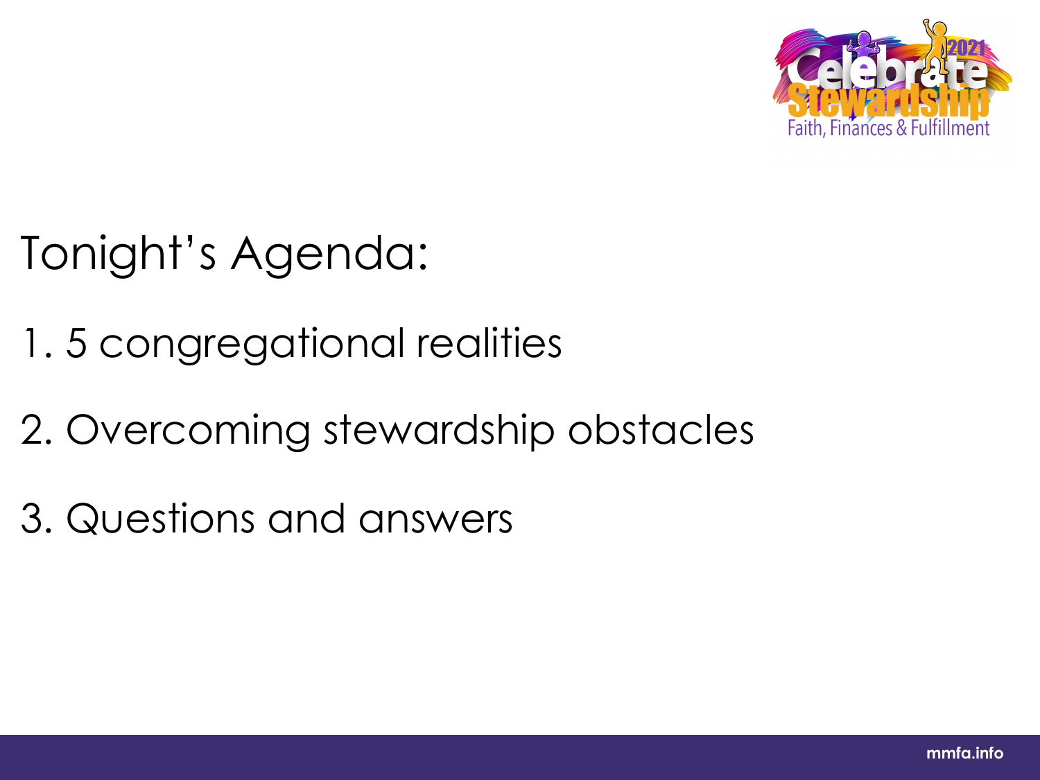# Tonight's Agenda:

1. 5 congregational realities
2. Overcoming stewardship obstacles
3. Questions and answers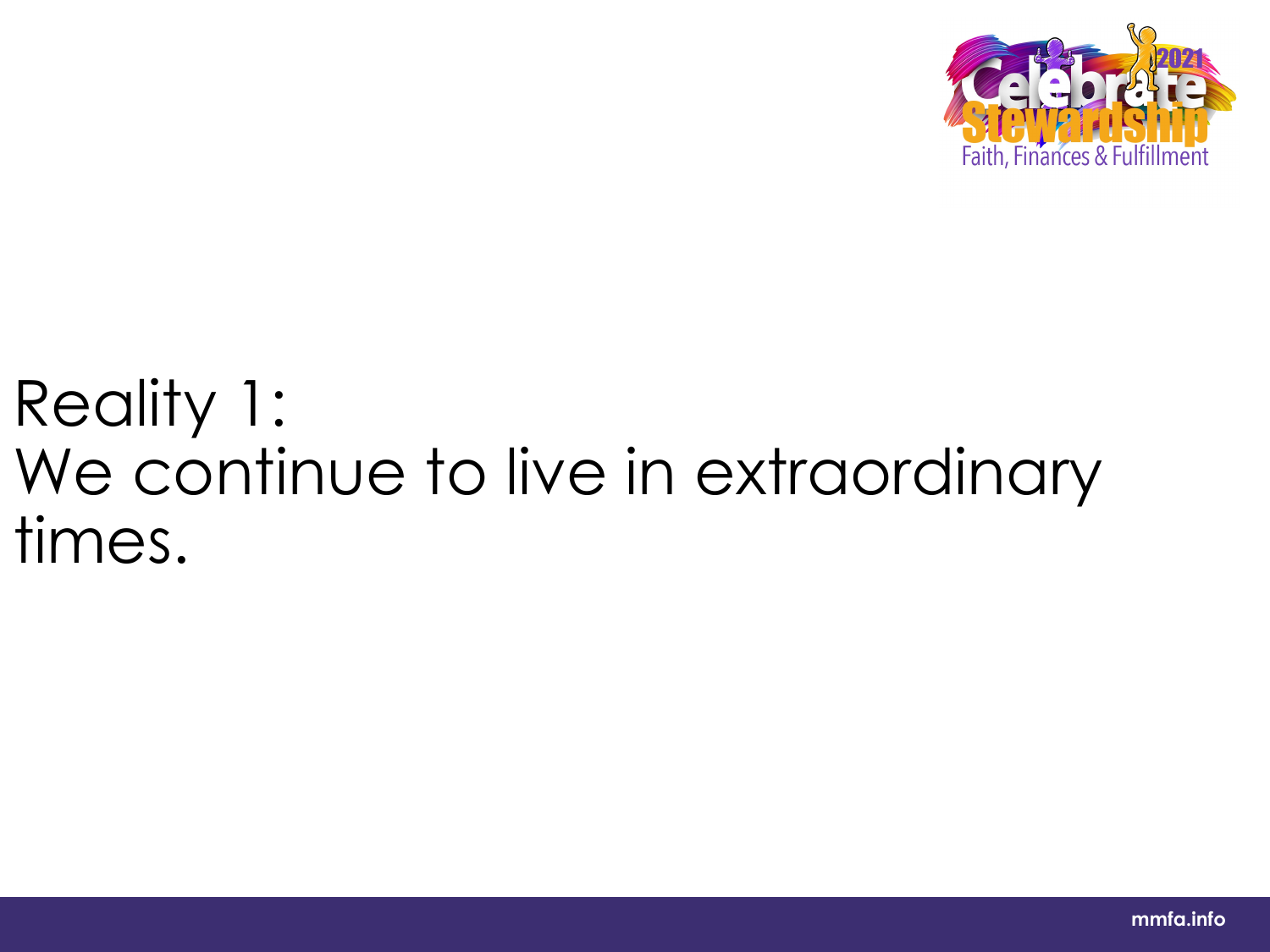Reality 1:
We continue to live in extraordinary times.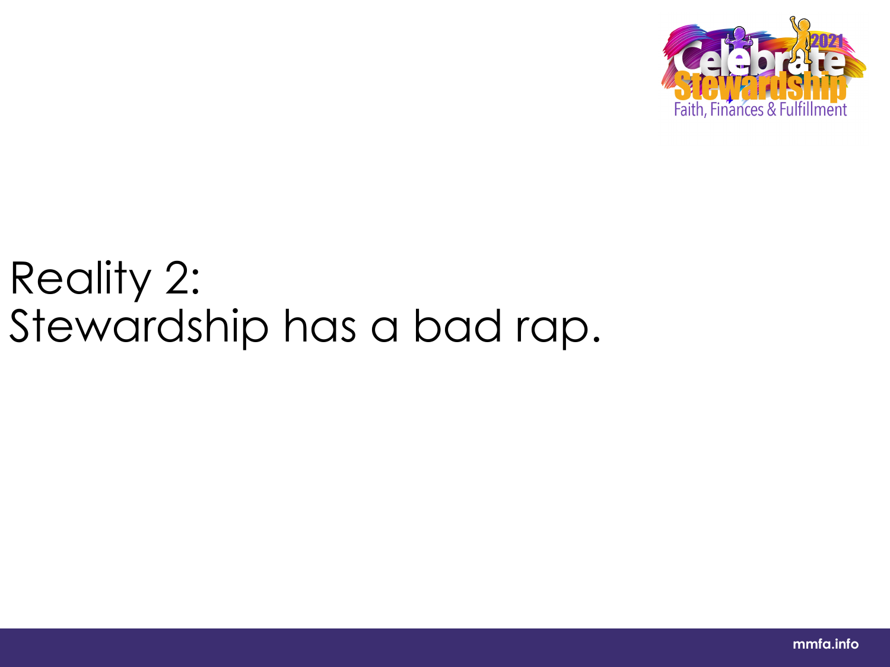# Reality 2:
# Stewardship has a bad rap.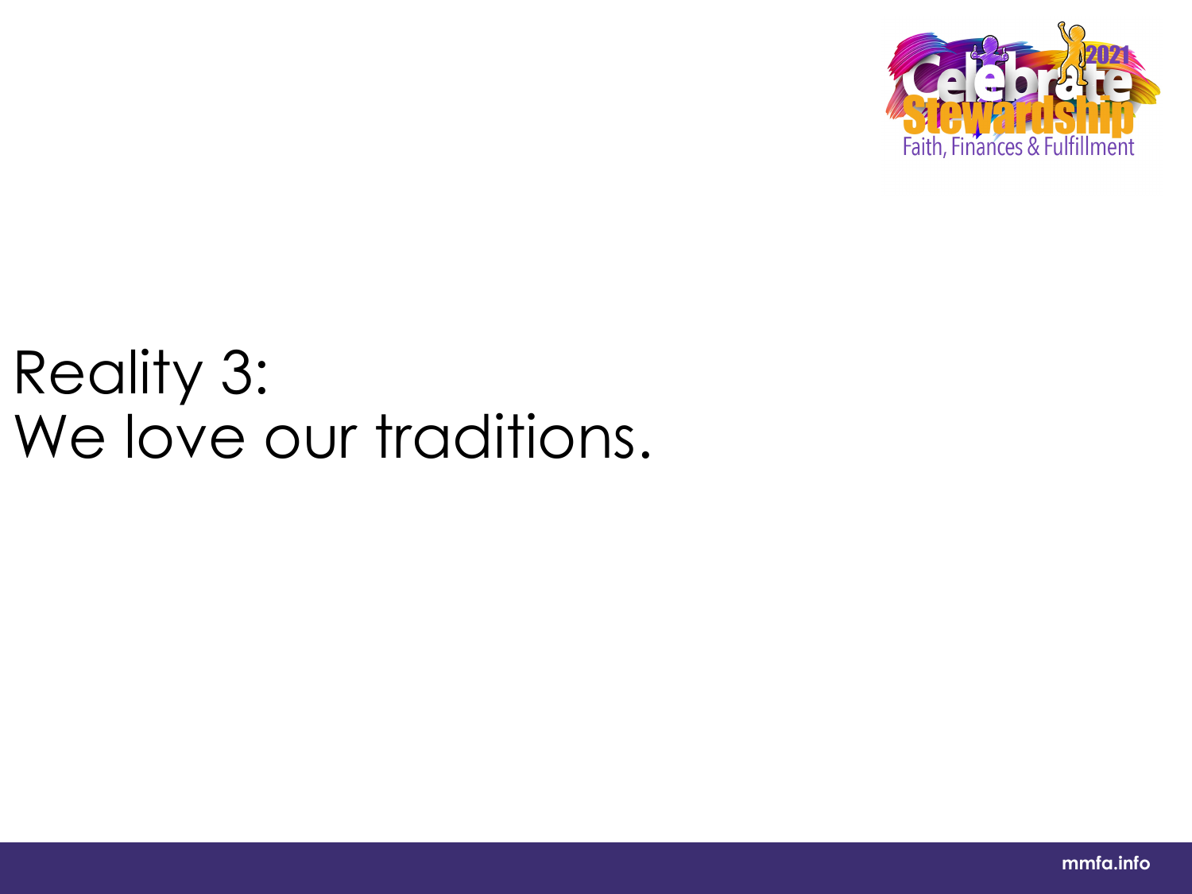# Reality 3:
# We love our traditions.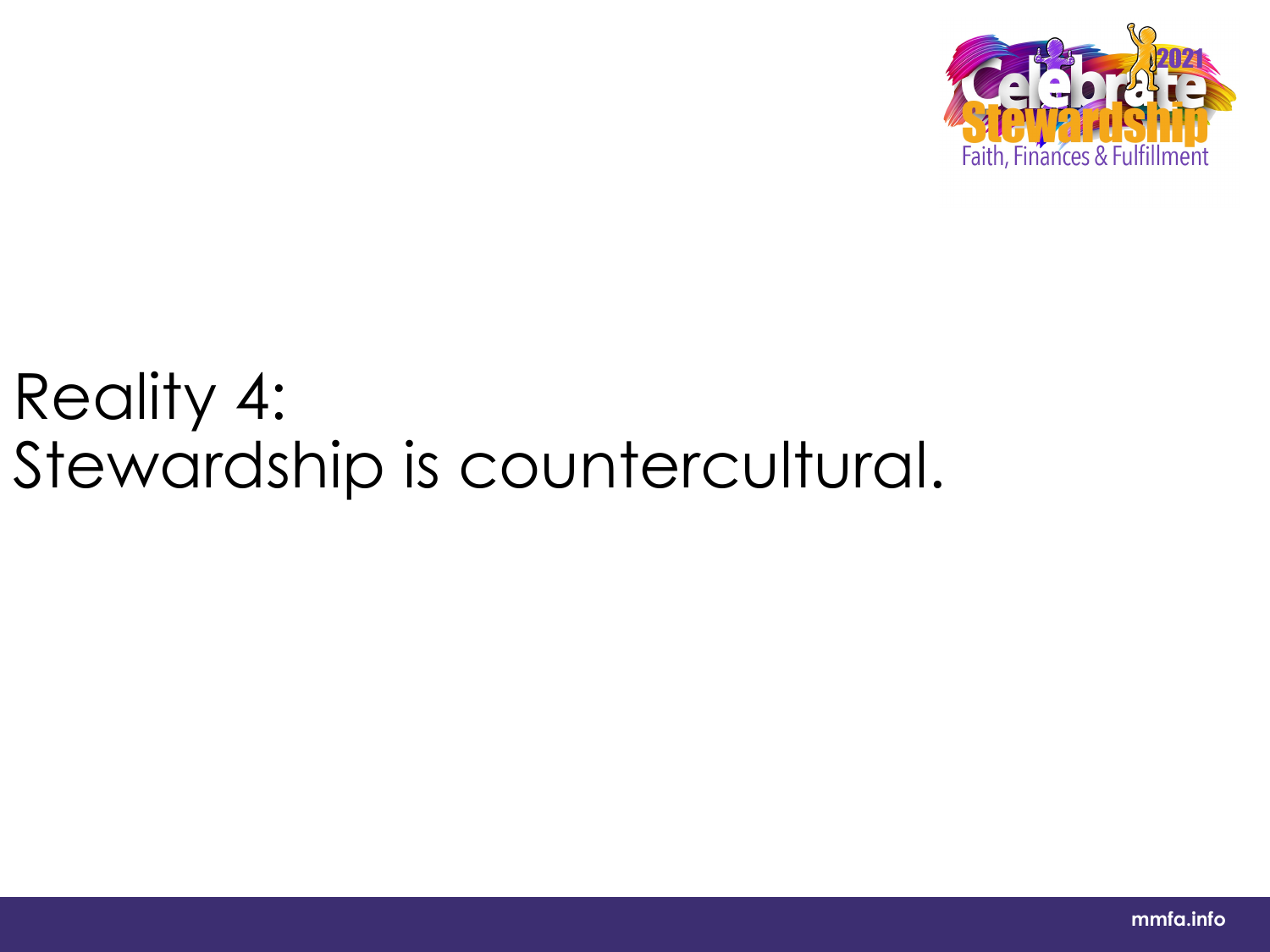# Reality 4:
# Stewardship is countercultural.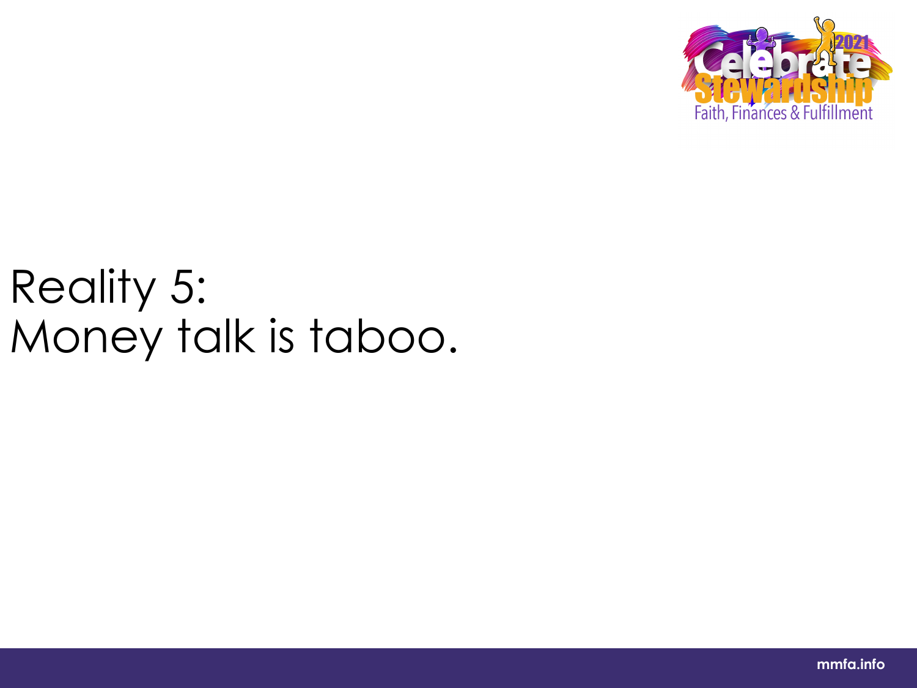# Reality 5: Money talk is taboo.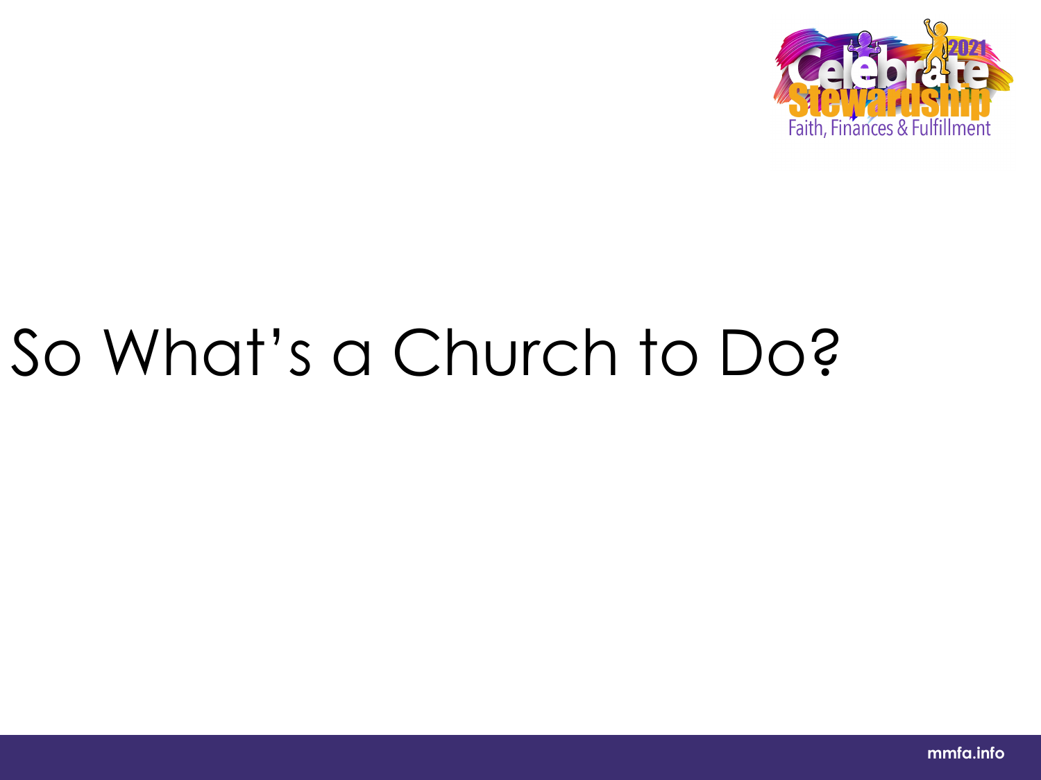# So What's a Church to Do?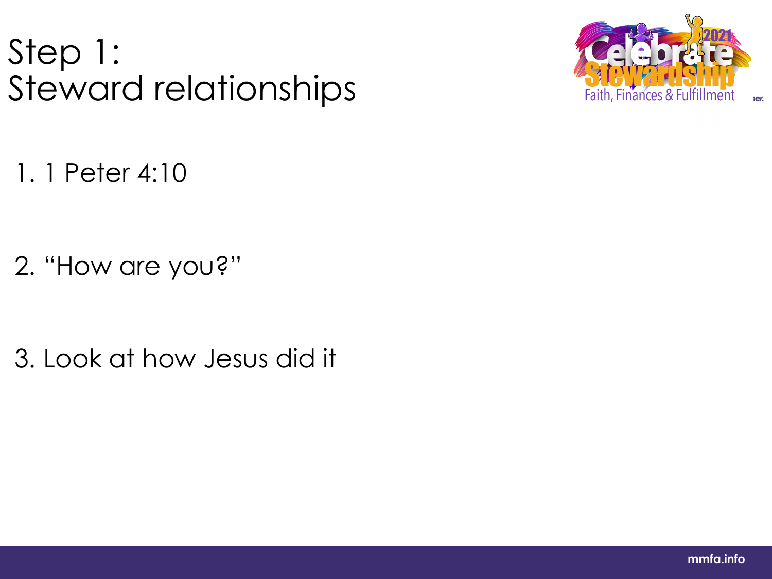# Step 1:
# Steward relationships

1. 1 Peter 4:10

2. "How are you?"

3. Look at how Jesus did it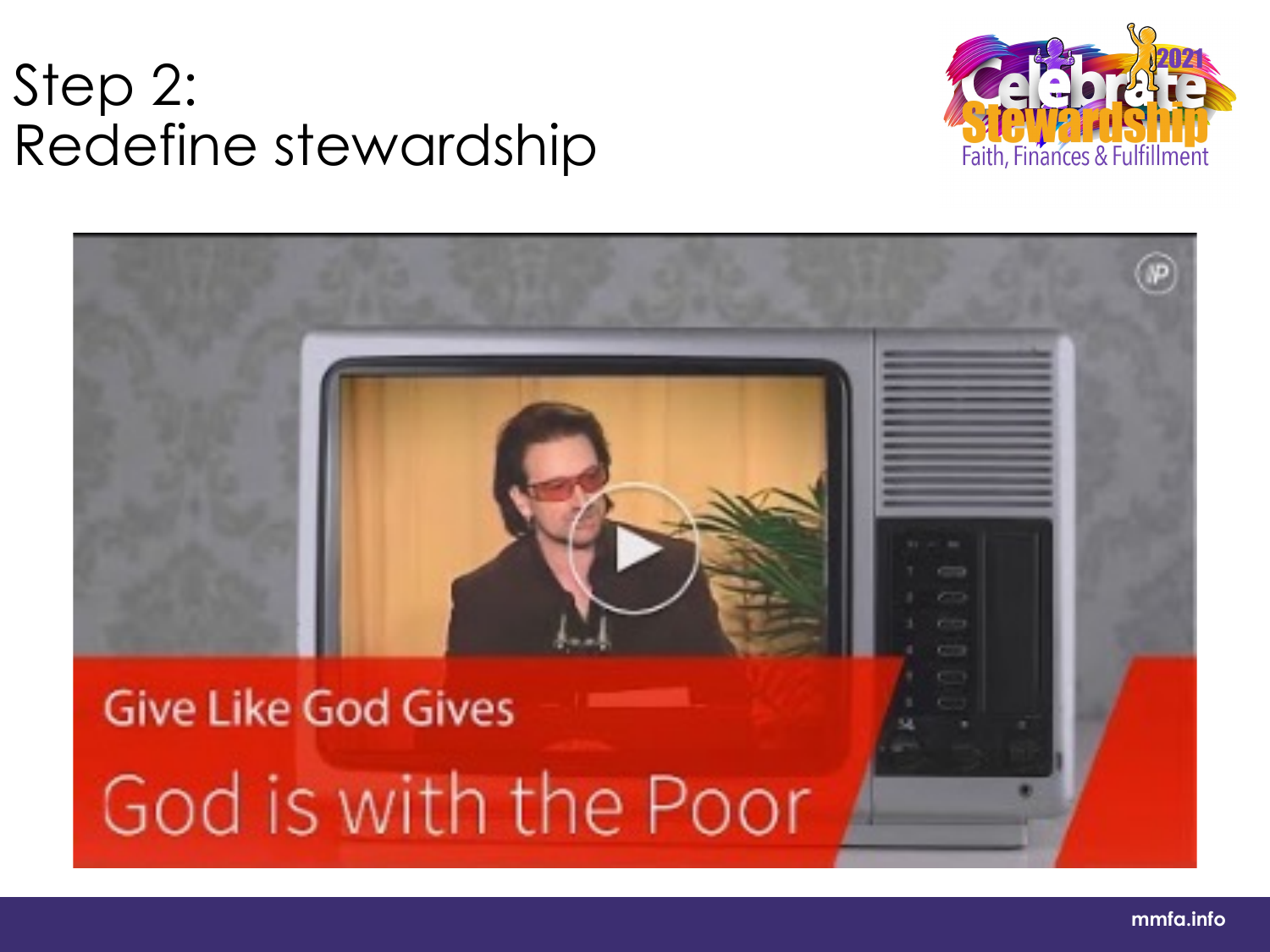# Step 2:
# Redefine stewardship

Give Like God Gives

God is with the Poor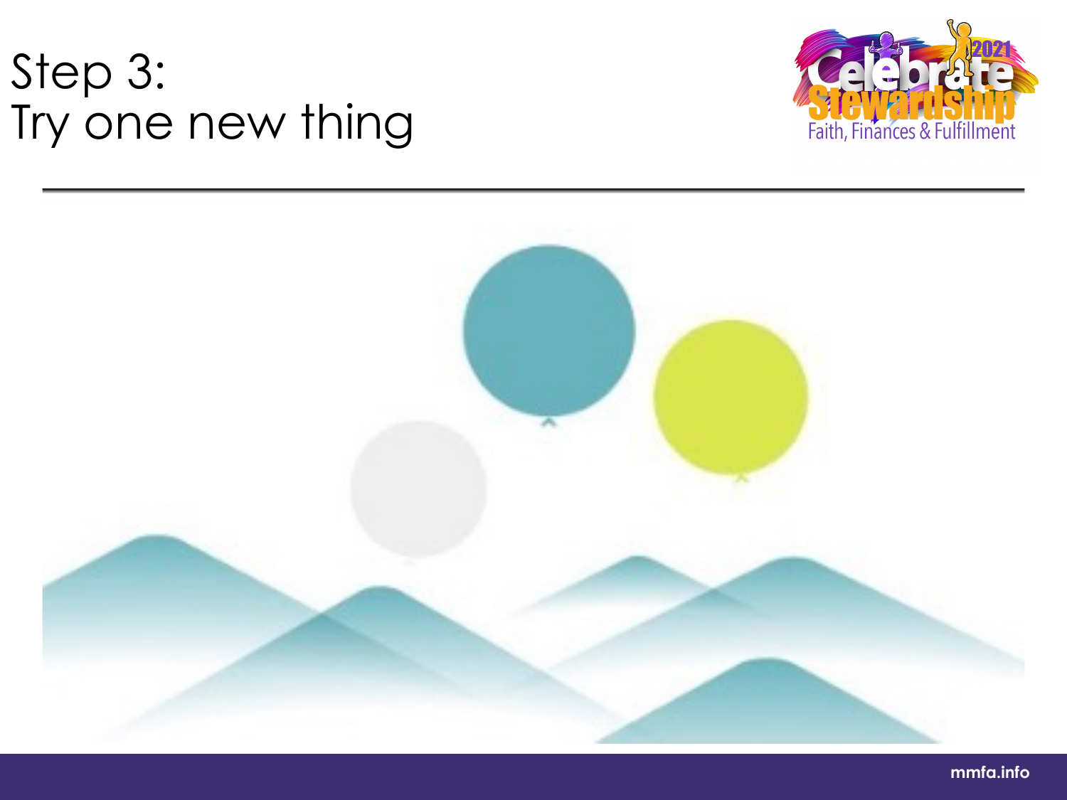# Step 3:
# Try one new thing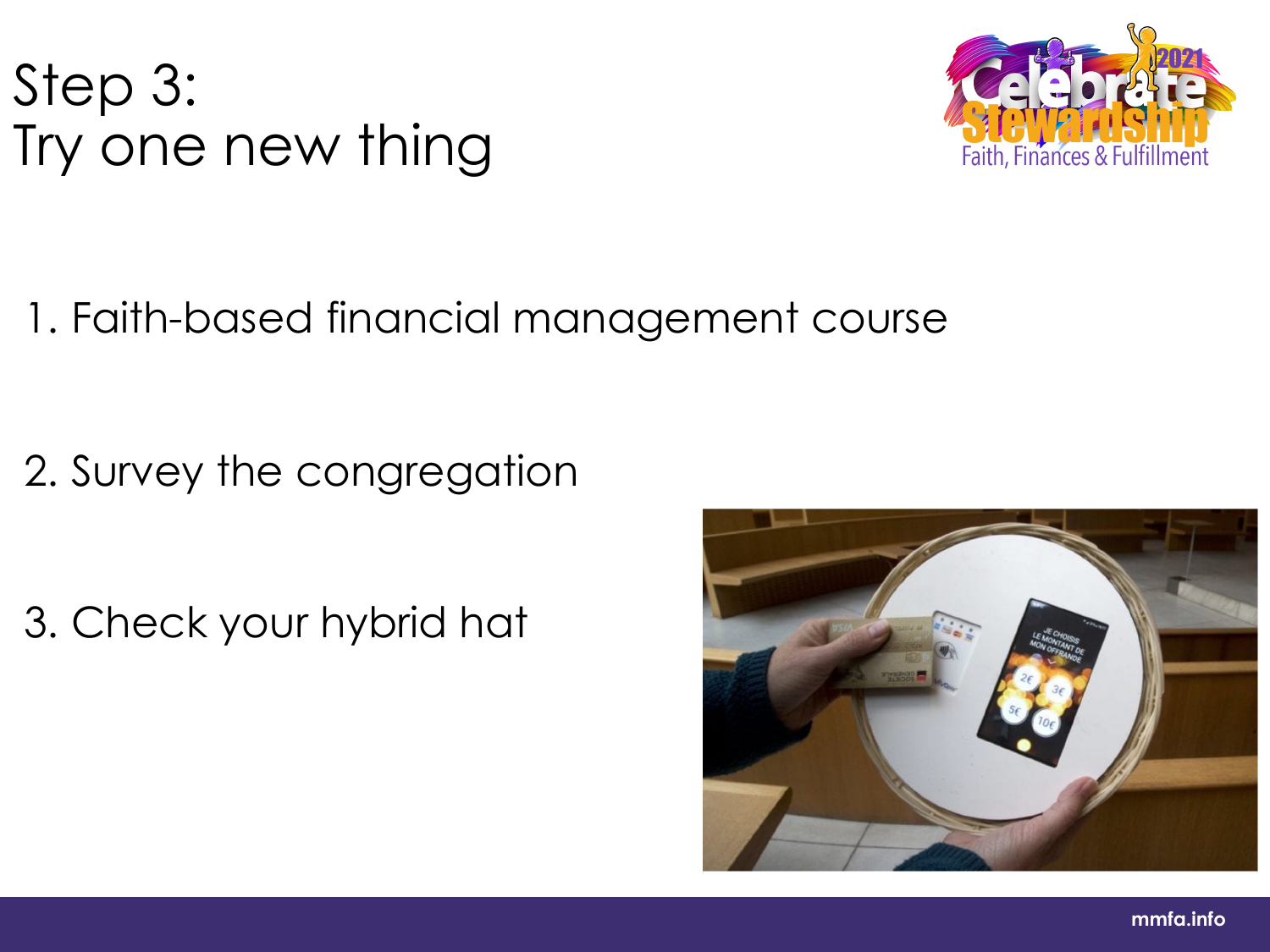# Step 3:
# Try one new thing

1. Faith-based financial management course

2. Survey the congregation

3. Check your hybrid hat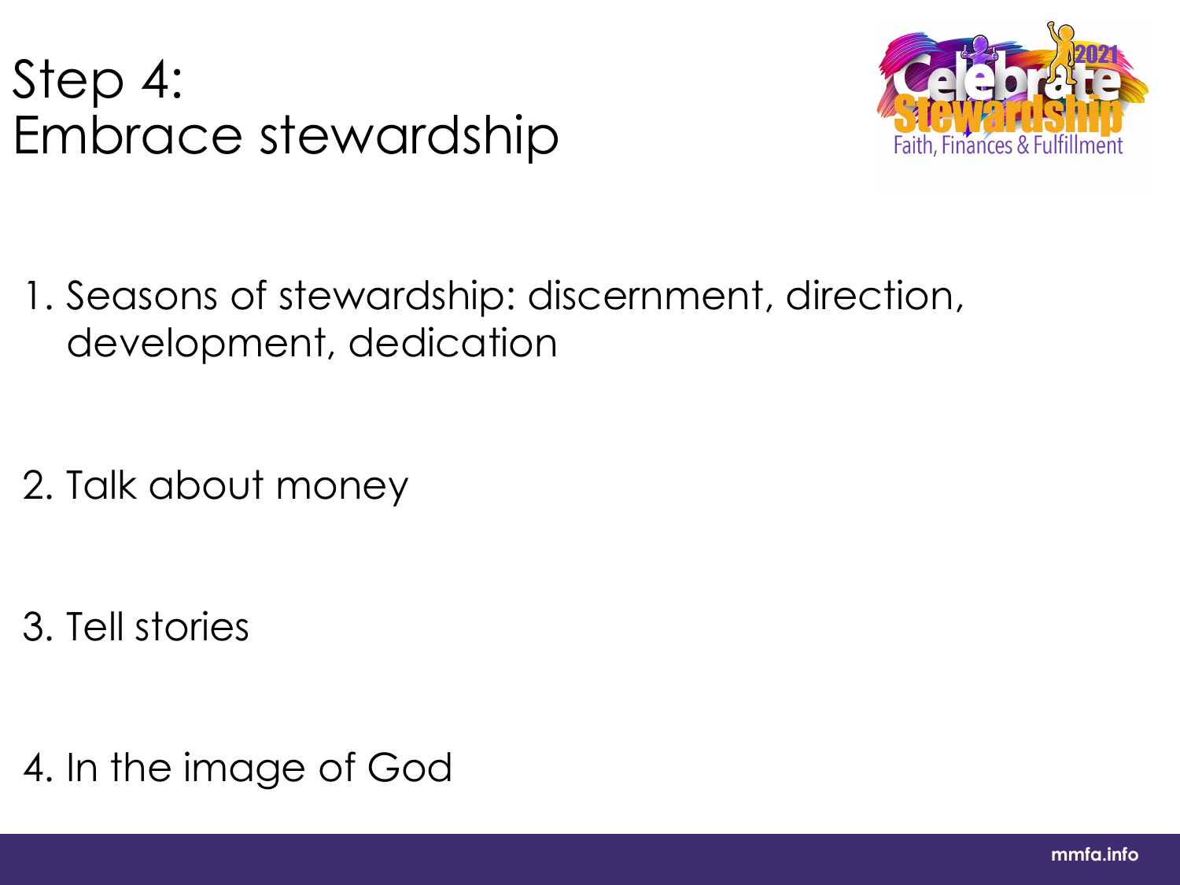# Step 4: Embrace stewardship

1. Seasons of stewardship: discernment, direction, development, dedication

2. Talk about money

3. Tell stories

4. In the image of God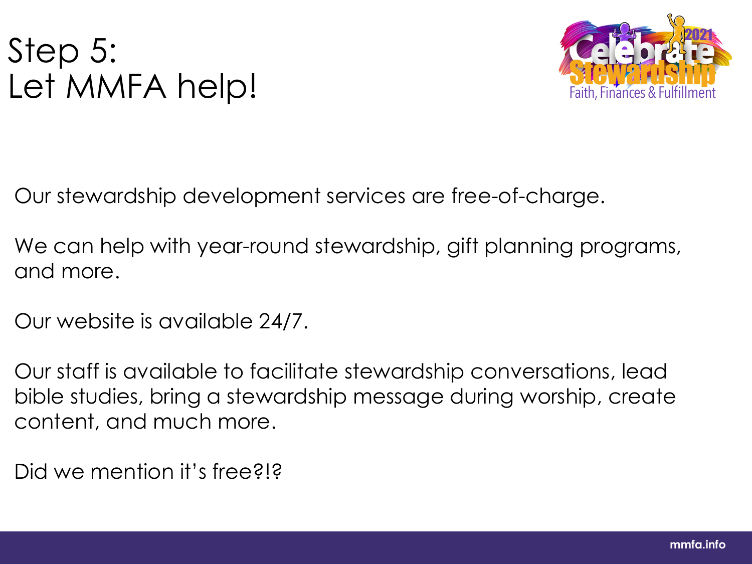# Step 5: Let MMFA help!

Our stewardship development services are free-of-charge.

We can help with year-round stewardship, gift planning programs, and more.

Our website is available 24/7.

Our staff is available to facilitate stewardship conversations, lead bible studies, bring a stewardship message during worship, create content, and much more.

Did we mention it's free?!?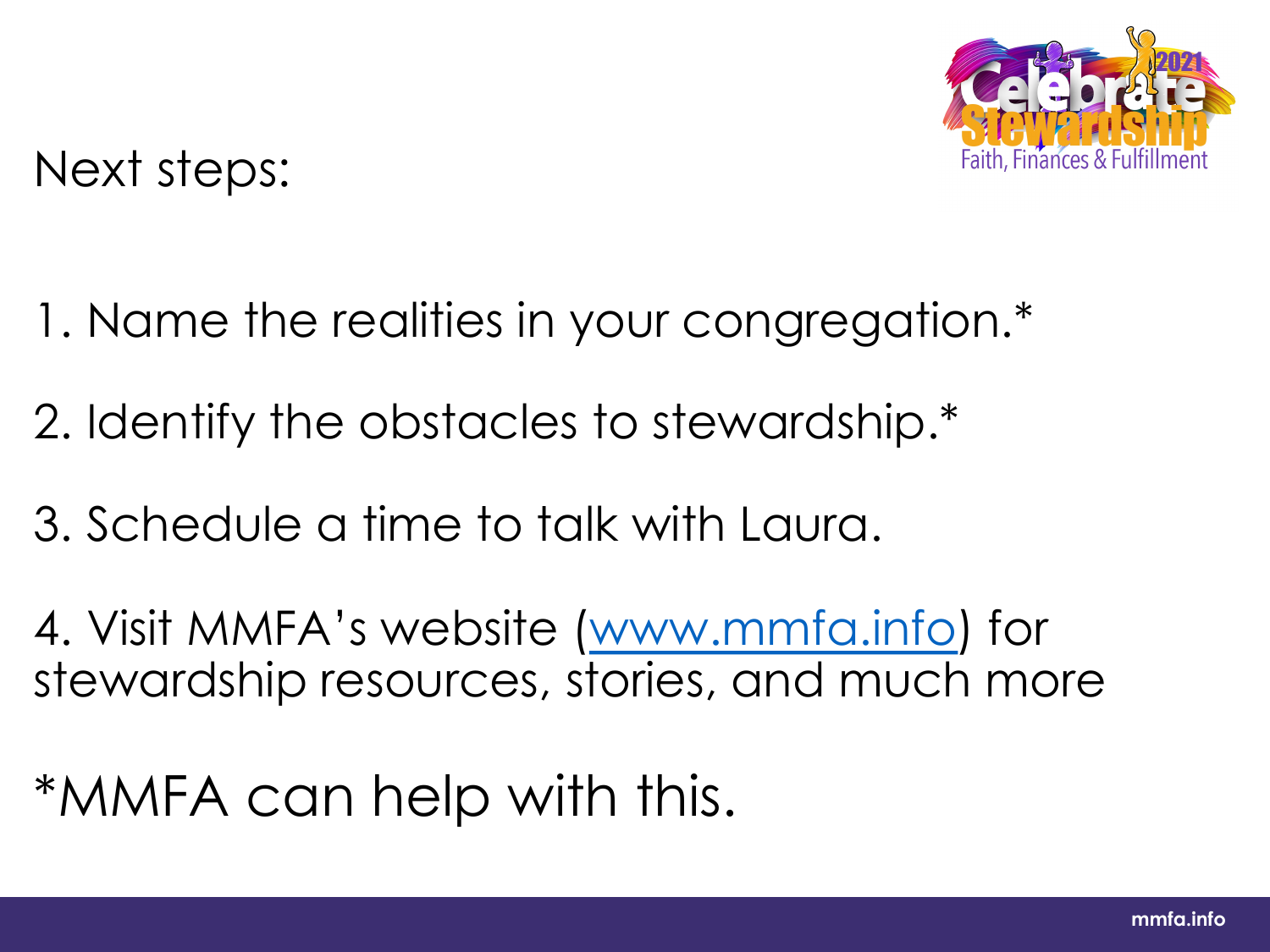## Next steps:

1. Name the realities in your congregation.*

2. Identify the obstacles to stewardship.*

3. Schedule a time to talk with Laura.

4. Visit MMFA's website ([www.mmfa.info](http://www.mmfa.info)) for stewardship resources, stories, and much more

*MMFA can help with this.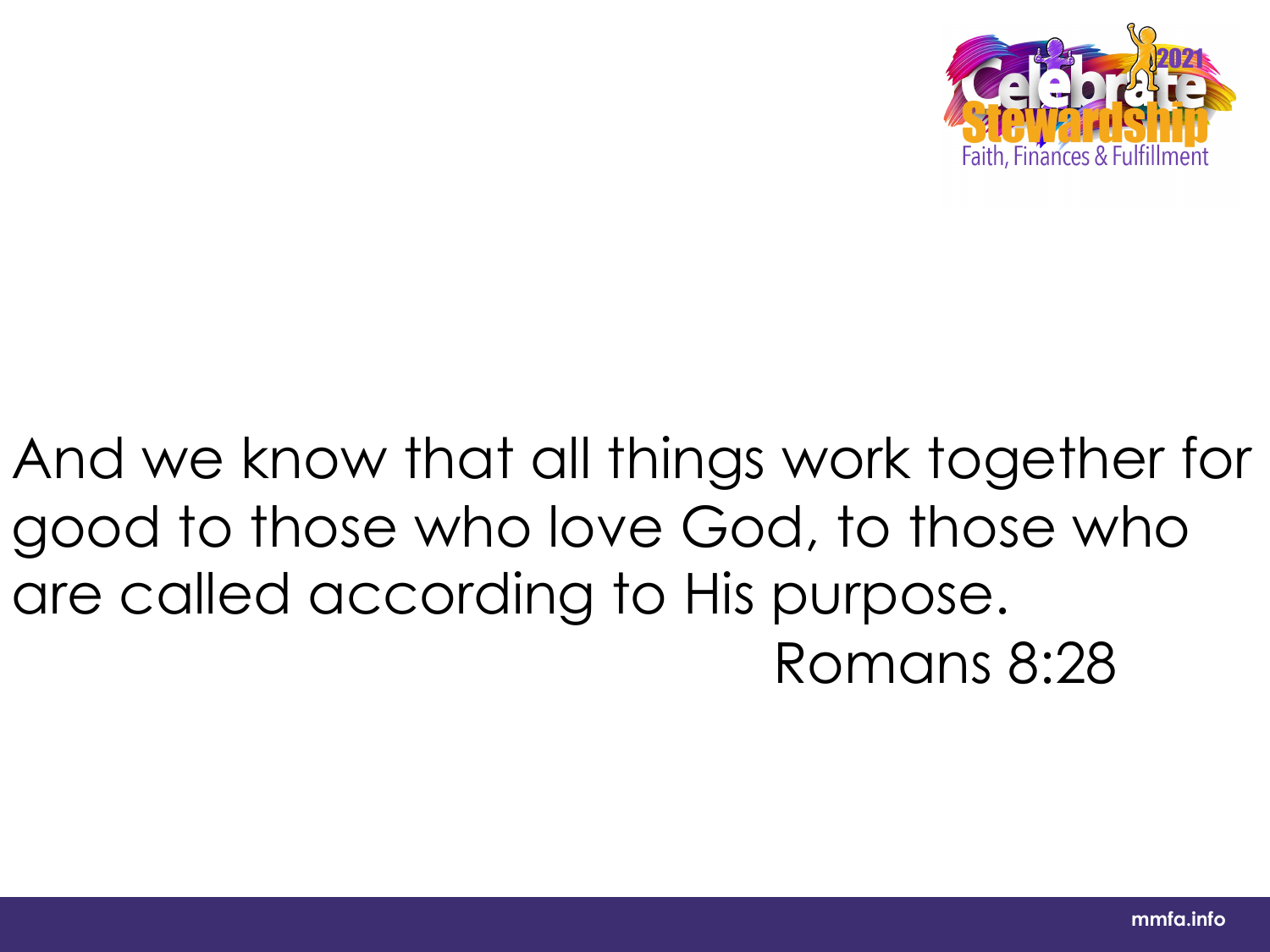And we know that all things work together for good to those who love God, to those who are called according to His purpose.

Romans 8:28